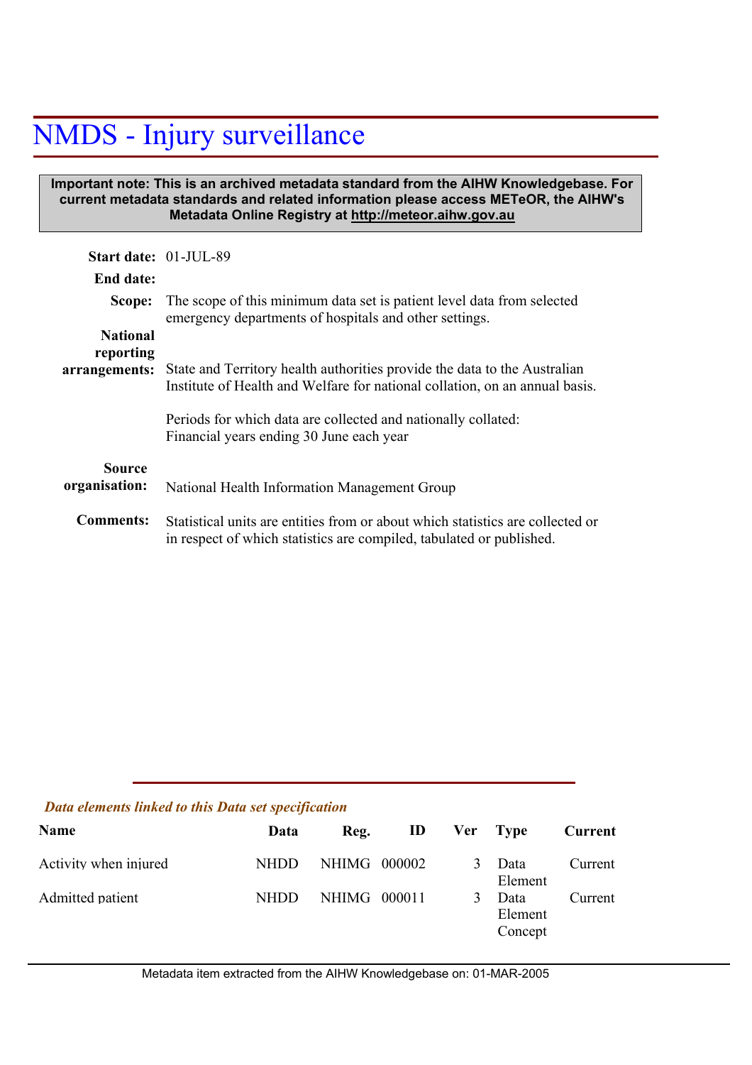# NMDS - Injury surveillance

**Important note: This is an archived metadata standard from the AIHW Knowledgebase. For current metadata standards and related information please access METeOR, the AIHW's Metadata Online Registry at http://meteor.aihw.gov.au**

**Start date:** 01-JUL-89

**End date:**

**Scope:** The scope of this minimum data set is patient level data from selected emergency departments of hospitals and other settings.

**National reporting arrangements:** State and Territory health authorities provide the data to the Australian Institute of Health and Welfare for national collation, on an annual basis.

Periods for which data are collected and nationally collated: Financial years ending 30 June each year

**Source organisation:** National Health Information Management Group

**Comments:** Statistical units are entities from or about which statistics are collected or in respect of which statistics are compiled, tabulated or published.

***Data elements linked to this Data set specification***

| Name | Data | Reg. | ID | Ver | Type | Current |
|---|---|---|---|---|---|---|
| Activity when injured | NHDD | NHIMG | 000002 | 3 | Data Element | Current |
| Admitted patient | NHDD | NHIMG | 000011 | 3 | Data Element Concept | Current |

Metadata item extracted from the AIHW Knowledgebase on: 01-MAR-2005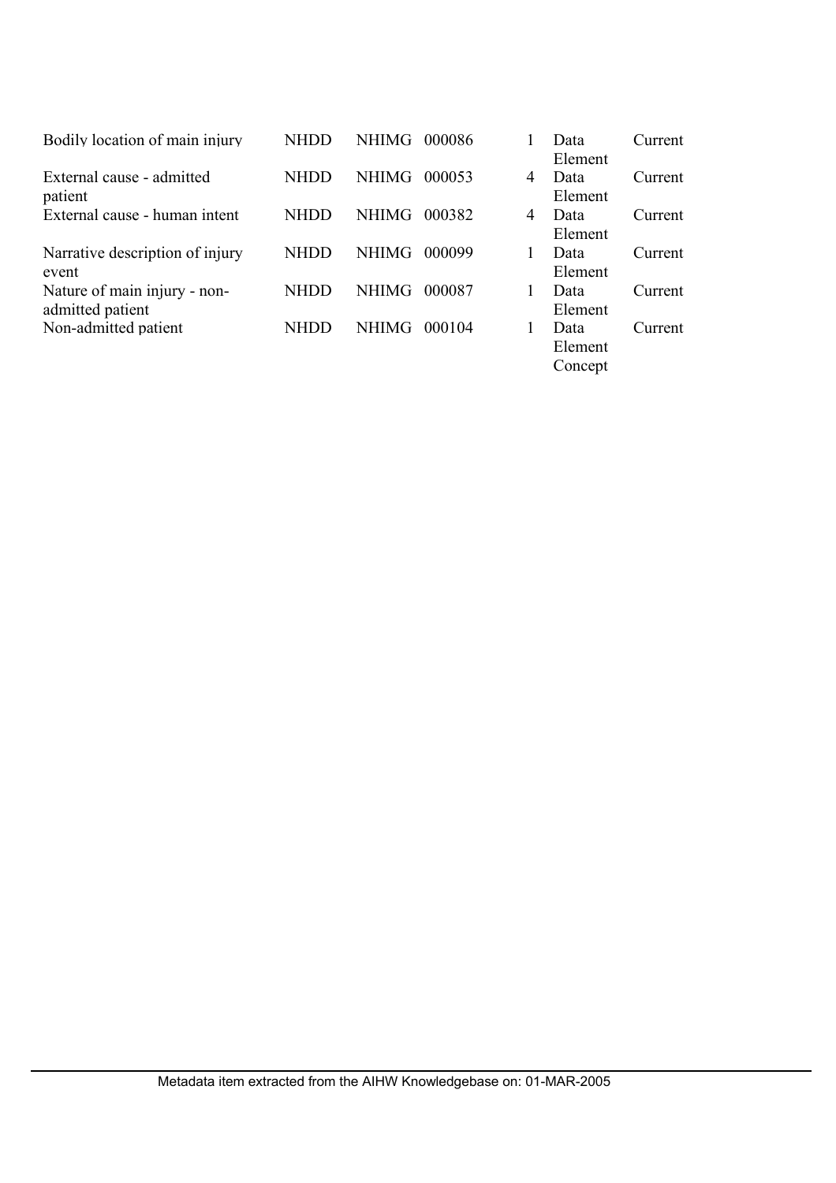| | | | | | | |
|---|---|---|---|---|---|---|
| Bodily location of main injury | NHDD | NHIMG | 000086 | 1 | Data Element | Current |
| External cause - admitted patient | NHDD | NHIMG | 000053 | 4 | Data Element | Current |
| External cause - human intent | NHDD | NHIMG | 000382 | 4 | Data Element | Current |
| Narrative description of injury event | NHDD | NHIMG | 000099 | 1 | Data Element | Current |
| Nature of main injury - non-admitted patient | NHDD | NHIMG | 000087 | 1 | Data Element | Current |
| Non-admitted patient | NHDD | NHIMG | 000104 | 1 | Data Element Concept | Current |